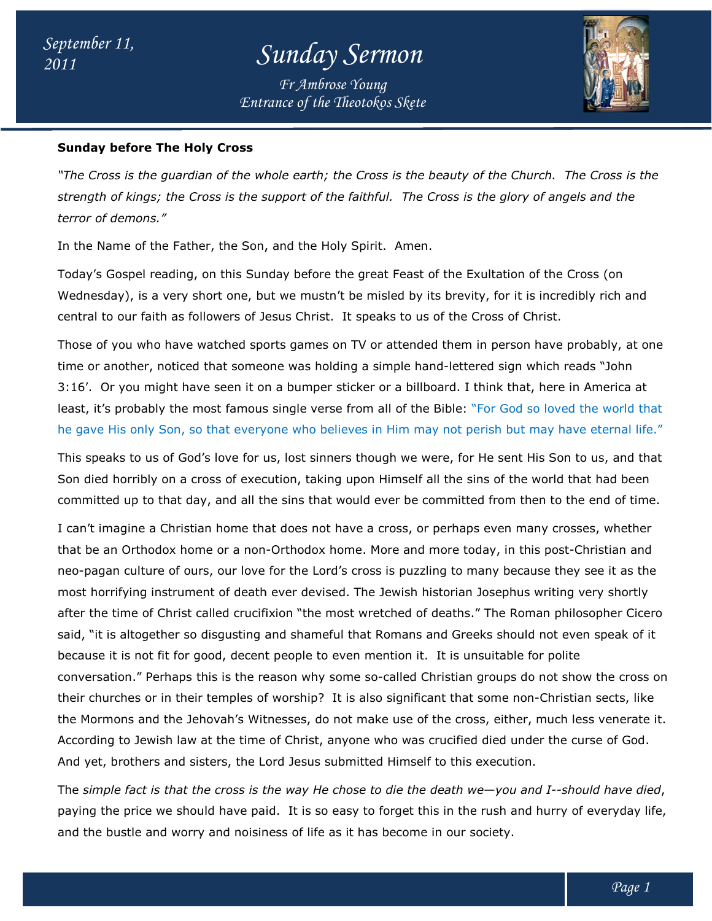September 11, 2011

# Sunday Sermon

*Fr Ambrose Young*
*Entrance of the Theotokos Skete*

**Sunday before The Holy Cross**

*"The Cross is the guardian of the whole earth; the Cross is the beauty of the Church. The Cross is the strength of kings; the Cross is the support of the faithful. The Cross is the glory of angels and the terror of demons."*

In the Name of the Father, the Son, and the Holy Spirit. Amen.

Today's Gospel reading, on this Sunday before the great Feast of the Exultation of the Cross (on Wednesday), is a very short one, but we mustn't be misled by its brevity, for it is incredibly rich and central to our faith as followers of Jesus Christ. It speaks to us of the Cross of Christ.

Those of you who have watched sports games on TV or attended them in person have probably, at one time or another, noticed that someone was holding a simple hand-lettered sign which reads "John 3:16'. Or you might have seen it on a bumper sticker or a billboard. I think that, here in America at least, it's probably the most famous single verse from all of the Bible: "For God so loved the world that he gave His only Son, so that everyone who believes in Him may not perish but may have eternal life."

This speaks to us of God's love for us, lost sinners though we were, for He sent His Son to us, and that Son died horribly on a cross of execution, taking upon Himself all the sins of the world that had been committed up to that day, and all the sins that would ever be committed from then to the end of time.

I can't imagine a Christian home that does not have a cross, or perhaps even many crosses, whether that be an Orthodox home or a non-Orthodox home. More and more today, in this post-Christian and neo-pagan culture of ours, our love for the Lord's cross is puzzling to many because they see it as the most horrifying instrument of death ever devised. The Jewish historian Josephus writing very shortly after the time of Christ called crucifixion "the most wretched of deaths." The Roman philosopher Cicero said, "it is altogether so disgusting and shameful that Romans and Greeks should not even speak of it because it is not fit for good, decent people to even mention it. It is unsuitable for polite conversation." Perhaps this is the reason why some so-called Christian groups do not show the cross on their churches or in their temples of worship? It is also significant that some non-Christian sects, like the Mormons and the Jehovah's Witnesses, do not make use of the cross, either, much less venerate it. According to Jewish law at the time of Christ, anyone who was crucified died under the curse of God. And yet, brothers and sisters, the Lord Jesus submitted Himself to this execution.

The *simple fact is that the cross is the way He chose to die the death we—you and I--should have died*, paying the price we should have paid. It is so easy to forget this in the rush and hurry of everyday life, and the bustle and worry and noisiness of life as it has become in our society.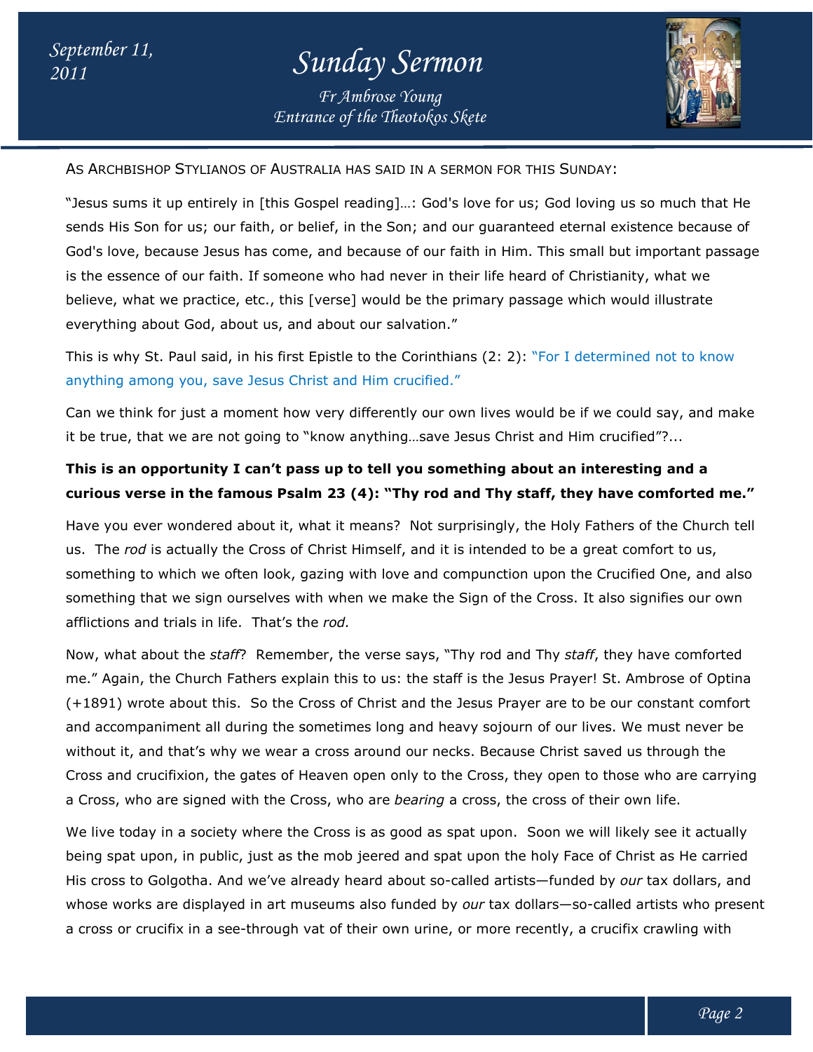As Archbishop Stylianos of Australia has said in a sermon for this Sunday:

"Jesus sums it up entirely in [this Gospel reading]…: God's love for us; God loving us so much that He sends His Son for us; our faith, or belief, in the Son; and our guaranteed eternal existence because of God's love, because Jesus has come, and because of our faith in Him. This small but important passage is the essence of our faith. If someone who had never in their life heard of Christianity, what we believe, what we practice, etc., this [verse] would be the primary passage which would illustrate everything about God, about us, and about our salvation."

This is why St. Paul said, in his first Epistle to the Corinthians (2: 2): "For I determined not to know anything among you, save Jesus Christ and Him crucified."

Can we think for just a moment how very differently our own lives would be if we could say, and make it be true, that we are not going to "know anything…save Jesus Christ and Him crucified"?...

**This is an opportunity I can't pass up to tell you something about an interesting and a curious verse in the famous Psalm 23 (4): "Thy rod and Thy staff, they have comforted me."**

Have you ever wondered about it, what it means? Not surprisingly, the Holy Fathers of the Church tell us. The *rod* is actually the Cross of Christ Himself, and it is intended to be a great comfort to us, something to which we often look, gazing with love and compunction upon the Crucified One, and also something that we sign ourselves with when we make the Sign of the Cross. It also signifies our own afflictions and trials in life. That's the *rod.*

Now, what about the *staff*? Remember, the verse says, "Thy rod and Thy *staff*, they have comforted me." Again, the Church Fathers explain this to us: the staff is the Jesus Prayer! St. Ambrose of Optina (+1891) wrote about this. So the Cross of Christ and the Jesus Prayer are to be our constant comfort and accompaniment all during the sometimes long and heavy sojourn of our lives. We must never be without it, and that's why we wear a cross around our necks. Because Christ saved us through the Cross and crucifixion, the gates of Heaven open only to the Cross, they open to those who are carrying a Cross, who are signed with the Cross, who are *bearing* a cross, the cross of their own life.

We live today in a society where the Cross is as good as spat upon. Soon we will likely see it actually being spat upon, in public, just as the mob jeered and spat upon the holy Face of Christ as He carried His cross to Golgotha. And we've already heard about so-called artists—funded by *our* tax dollars, and whose works are displayed in art museums also funded by *our* tax dollars—so-called artists who present a cross or crucifix in a see-through vat of their own urine, or more recently, a crucifix crawling with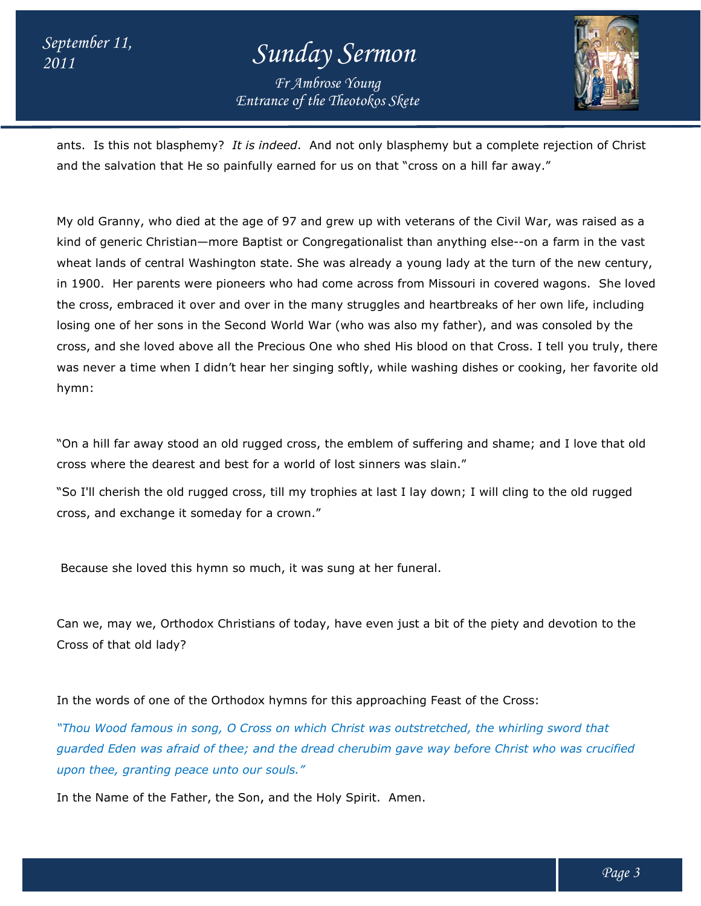ants. Is this not blasphemy? *It is indeed*. And not only blasphemy but a complete rejection of Christ and the salvation that He so painfully earned for us on that "cross on a hill far away."

My old Granny, who died at the age of 97 and grew up with veterans of the Civil War, was raised as a kind of generic Christian—more Baptist or Congregationalist than anything else--on a farm in the vast wheat lands of central Washington state. She was already a young lady at the turn of the new century, in 1900. Her parents were pioneers who had come across from Missouri in covered wagons. She loved the cross, embraced it over and over in the many struggles and heartbreaks of her own life, including losing one of her sons in the Second World War (who was also my father), and was consoled by the cross, and she loved above all the Precious One who shed His blood on that Cross. I tell you truly, there was never a time when I didn't hear her singing softly, while washing dishes or cooking, her favorite old hymn:

"On a hill far away stood an old rugged cross, the emblem of suffering and shame; and I love that old cross where the dearest and best for a world of lost sinners was slain."

"So I'll cherish the old rugged cross, till my trophies at last I lay down; I will cling to the old rugged cross, and exchange it someday for a crown."

Because she loved this hymn so much, it was sung at her funeral.

Can we, may we, Orthodox Christians of today, have even just a bit of the piety and devotion to the Cross of that old lady?

In the words of one of the Orthodox hymns for this approaching Feast of the Cross:

*"Thou Wood famous in song, O Cross on which Christ was outstretched, the whirling sword that guarded Eden was afraid of thee; and the dread cherubim gave way before Christ who was crucified upon thee, granting peace unto our souls."*

In the Name of the Father, the Son, and the Holy Spirit. Amen.